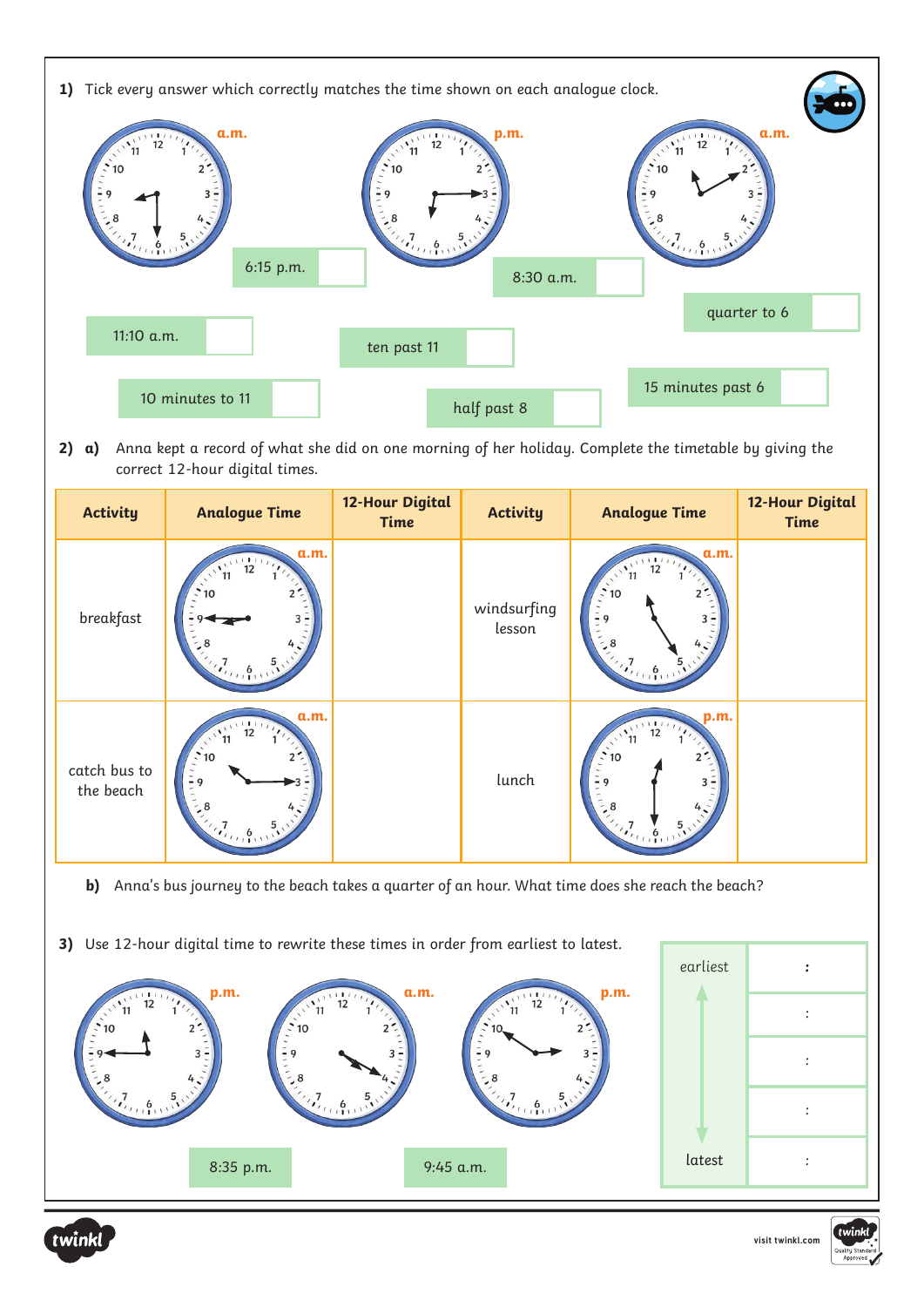1) Tick every answer which correctly matches the time shown on each analogue clock.

a.m. p.m. a.m.

| 6:15 p.m. | |
|---|---|
| 8:30 a.m. | |
| quarter to 6 | |
| 11:10 a.m. | |
| ten past 11 | |
| 10 minutes to 11 | |
| half past 8 | |
| 15 minutes past 6 | |

2) a) Anna kept a record of what she did on one morning of her holiday. Complete the timetable by giving the correct 12-hour digital times.

| Activity | Analogue Time | 12-Hour Digital Time | Activity | Analogue Time | 12-Hour Digital Time |
|---|---|---|---|---|---|
| breakfast | a.m. | | windsurfing lesson | a.m. | |
| catch bus to the beach | a.m. | | lunch | p.m. | |

b) Anna's bus journey to the beach takes a quarter of an hour. What time does she reach the beach?

3) Use 12-hour digital time to rewrite these times in order from earliest to latest.

p.m. a.m. p.m.

8:35 p.m. 9:45 a.m.

| | |
|---|---|
| earliest | : |
| | : |
| | : |
| | : |
| latest | : |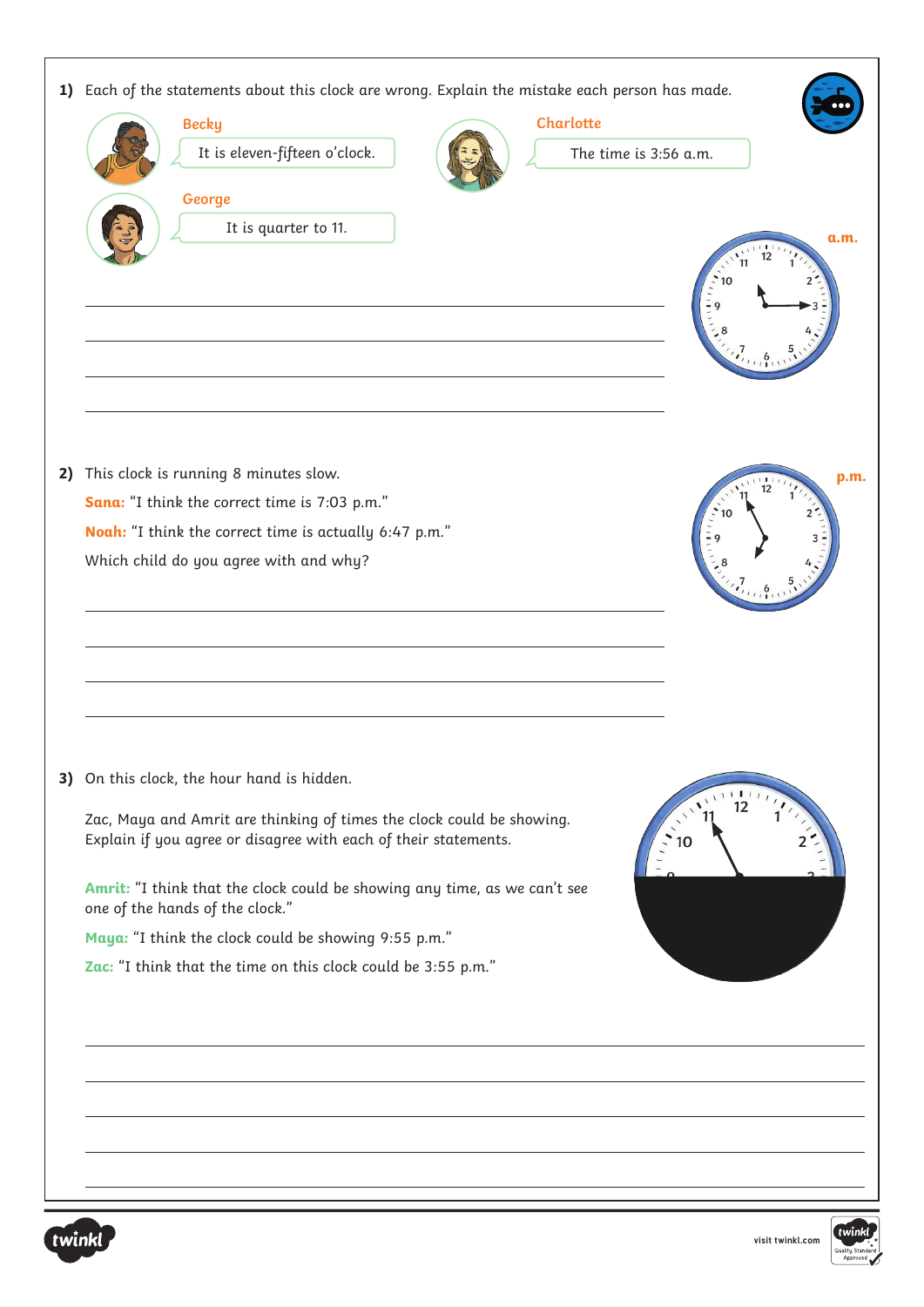1) Each of the statements about this clock are wrong. Explain the mistake each person has made.

**Becky**: It is eleven-fifteen o'clock.

**Charlotte**: The time is 3:56 a.m.

**George**: It is quarter to 11.

a.m.

______________________________________________

______________________________________________

______________________________________________

______________________________________________

2) This clock is running 8 minutes slow.

p.m.

**Sana:** "I think the correct time is 7:03 p.m."

**Noah:** "I think the correct time is actually 6:47 p.m."

Which child do you agree with and why?

______________________________________________

______________________________________________

______________________________________________

______________________________________________

3) On this clock, the hour hand is hidden.

Zac, Maya and Amrit are thinking of times the clock could be showing. Explain if you agree or disagree with each of their statements.

**Amrit:** "I think that the clock could be showing any time, as we can't see one of the hands of the clock."

**Maya:** "I think the clock could be showing 9:55 p.m."

**Zac:** "I think that the time on this clock could be 3:55 p.m."

______________________________________________

______________________________________________

______________________________________________

______________________________________________

______________________________________________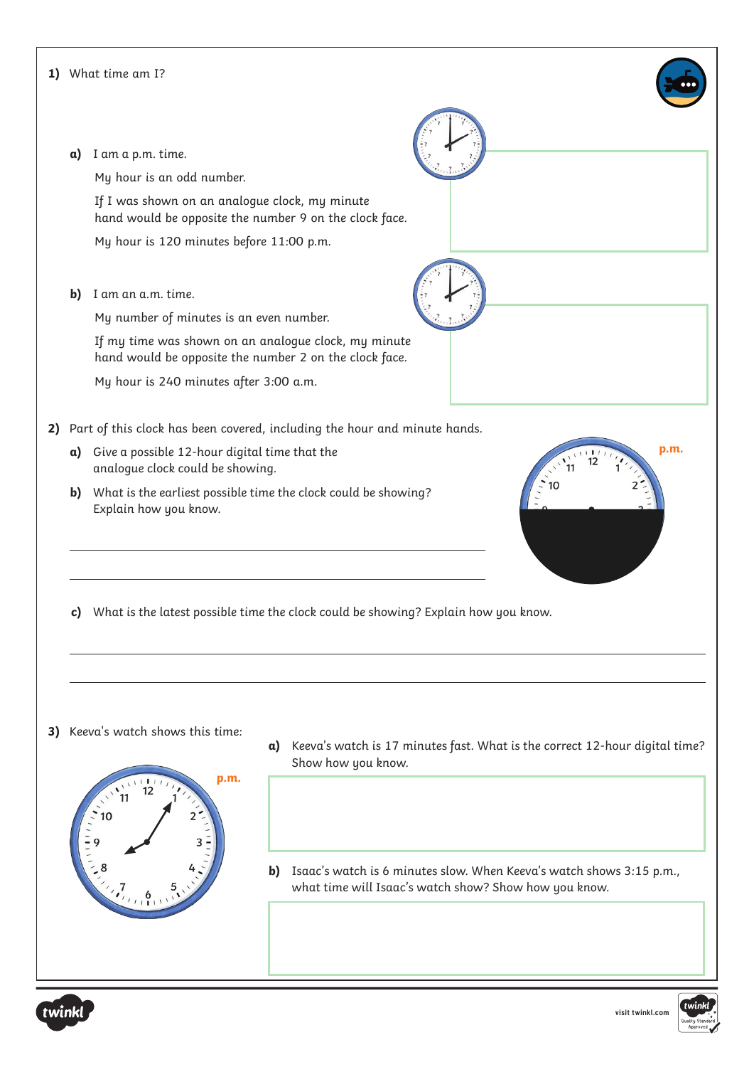1) What time am I?

a) I am a p.m. time.

My hour is an odd number.

If I was shown on an analogue clock, my minute hand would be opposite the number 9 on the clock face.

My hour is 120 minutes before 11:00 p.m.

b) I am an a.m. time.

My number of minutes is an even number.

If my time was shown on an analogue clock, my minute hand would be opposite the number 2 on the clock face.

My hour is 240 minutes after 3:00 a.m.

2) Part of this clock has been covered, including the hour and minute hands.

a) Give a possible 12-hour digital time that the analogue clock could be showing.

b) What is the earliest possible time the clock could be showing? Explain how you know.

p.m.

11 12 1

10 2

c) What is the latest possible time the clock could be showing? Explain how you know.

3) Keeva's watch shows this time:

p.m.

a) Keeva's watch is 17 minutes fast. What is the correct 12-hour digital time? Show how you know.

b) Isaac's watch is 6 minutes slow. When Keeva's watch shows 3:15 p.m., what time will Isaac's watch show? Show how you know.